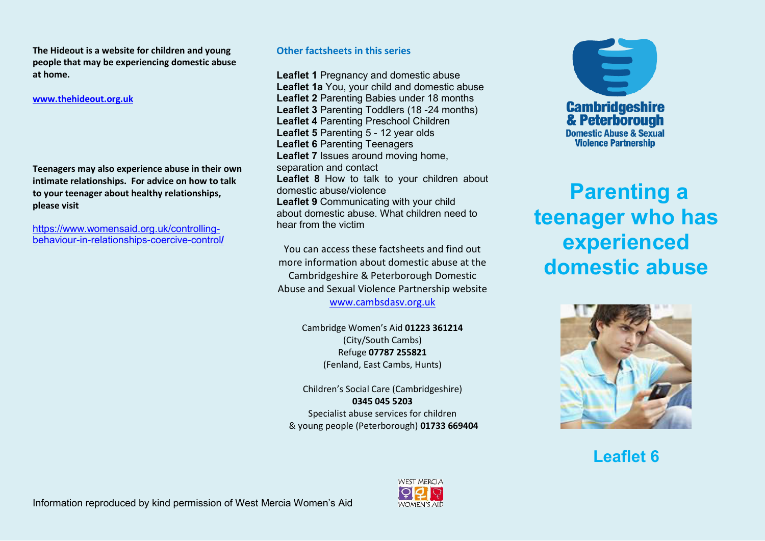**The Hideout is a website for children and young people that may be experiencing domestic abuse at home.**

**www.thehideout.org.uk**

**Teenagers may also experience abuse in their own intimate relationships. For advice on how to talk to your teenager about healthy relationships, please visit**

https://www.womensaid.org.uk/controlling-behaviour-in-relationships-coercive-control/

Information reproduced by kind permission of West Mercia Women's Aid

## Other factsheets in this series

**Leaflet 1** Pregnancy and domestic abuse
**Leaflet 1a** You, your child and domestic abuse
**Leaflet 2** Parenting Babies under 18 months
**Leaflet 3** Parenting Toddlers (18 -24 months)
**Leaflet 4** Parenting Preschool Children
**Leaflet 5** Parenting 5 - 12 year olds
**Leaflet 6** Parenting Teenagers
**Leaflet 7** Issues around moving home, separation and contact
**Leaflet 8** How to talk to your children about domestic abuse/violence
**Leaflet 9** Communicating with your child about domestic abuse. What children need to hear from the victim

You can access these factsheets and find out more information about domestic abuse at the Cambridgeshire & Peterborough Domestic Abuse and Sexual Violence Partnership website www.cambsdasv.org.uk

Cambridge Women's Aid **01223 361214** (City/South Cambs)
Refuge **07787 255821** (Fenland, East Cambs, Hunts)

Children's Social Care (Cambridgeshire) **0345 045 5203**
Specialist abuse services for children & young people (Peterborough) **01733 669404**

WEST MERCIA WOMEN'S AID

Cambridgeshire & Peterborough Domestic Abuse & Sexual Violence Partnership

# Parenting a teenager who has experienced domestic abuse

## Leaflet 6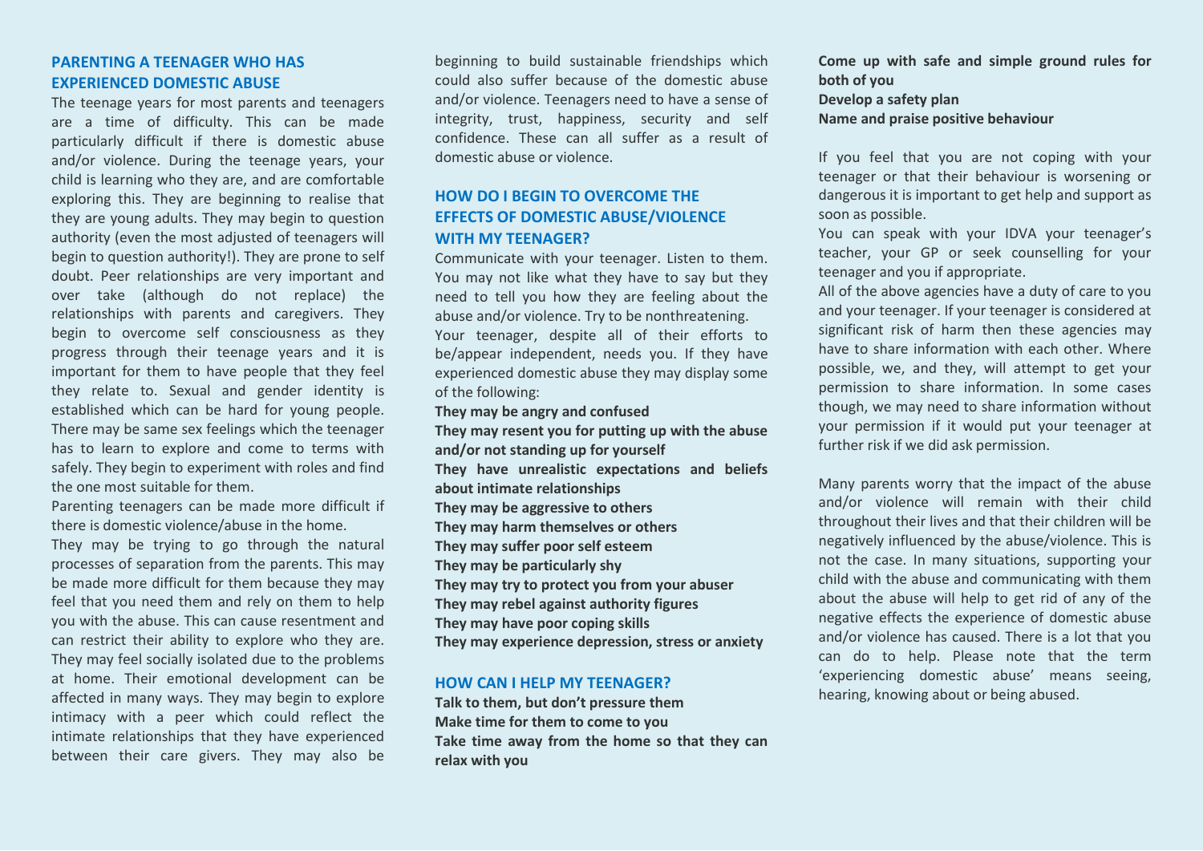## PARENTING A TEENAGER WHO HAS EXPERIENCED DOMESTIC ABUSE

The teenage years for most parents and teenagers are a time of difficulty. This can be made particularly difficult if there is domestic abuse and/or violence. During the teenage years, your child is learning who they are, and are comfortable exploring this. They are beginning to realise that they are young adults. They may begin to question authority (even the most adjusted of teenagers will begin to question authority!). They are prone to self doubt. Peer relationships are very important and over take (although do not replace) the relationships with parents and caregivers. They begin to overcome self consciousness as they progress through their teenage years and it is important for them to have people that they feel they relate to. Sexual and gender identity is established which can be hard for young people. There may be same sex feelings which the teenager has to learn to explore and come to terms with safely. They begin to experiment with roles and find the one most suitable for them.

Parenting teenagers can be made more difficult if there is domestic violence/abuse in the home.

They may be trying to go through the natural processes of separation from the parents. This may be made more difficult for them because they may feel that you need them and rely on them to help you with the abuse. This can cause resentment and can restrict their ability to explore who they are. They may feel socially isolated due to the problems at home. Their emotional development can be affected in many ways. They may begin to explore intimacy with a peer which could reflect the intimate relationships that they have experienced between their care givers. They may also be beginning to build sustainable friendships which could also suffer because of the domestic abuse and/or violence. Teenagers need to have a sense of integrity, trust, happiness, security and self confidence. These can all suffer as a result of domestic abuse or violence.

## HOW DO I BEGIN TO OVERCOME THE EFFECTS OF DOMESTIC ABUSE/VIOLENCE WITH MY TEENAGER?

Communicate with your teenager. Listen to them. You may not like what they have to say but they need to tell you how they are feeling about the abuse and/or violence. Try to be nonthreatening.

Your teenager, despite all of their efforts to be/appear independent, needs you. If they have experienced domestic abuse they may display some of the following:

**They may be angry and confused**
**They may resent you for putting up with the abuse and/or not standing up for yourself**
**They have unrealistic expectations and beliefs about intimate relationships**
**They may be aggressive to others**
**They may harm themselves or others**
**They may suffer poor self esteem**
**They may be particularly shy**
**They may try to protect you from your abuser**
**They may rebel against authority figures**
**They may have poor coping skills**
**They may experience depression, stress or anxiety**

## HOW CAN I HELP MY TEENAGER?

**Talk to them, but don't pressure them**
**Make time for them to come to you**
**Take time away from the home so that they can relax with you**
**Come up with safe and simple ground rules for both of you**
**Develop a safety plan**
**Name and praise positive behaviour**

If you feel that you are not coping with your teenager or that their behaviour is worsening or dangerous it is important to get help and support as soon as possible.

You can speak with your IDVA your teenager's teacher, your GP or seek counselling for your teenager and you if appropriate.

All of the above agencies have a duty of care to you and your teenager. If your teenager is considered at significant risk of harm then these agencies may have to share information with each other. Where possible, we, and they, will attempt to get your permission to share information. In some cases though, we may need to share information without your permission if it would put your teenager at further risk if we did ask permission.

Many parents worry that the impact of the abuse and/or violence will remain with their child throughout their lives and that their children will be negatively influenced by the abuse/violence. This is not the case. In many situations, supporting your child with the abuse and communicating with them about the abuse will help to get rid of any of the negative effects the experience of domestic abuse and/or violence has caused. There is a lot that you can do to help. Please note that the term 'experiencing domestic abuse' means seeing, hearing, knowing about or being abused.